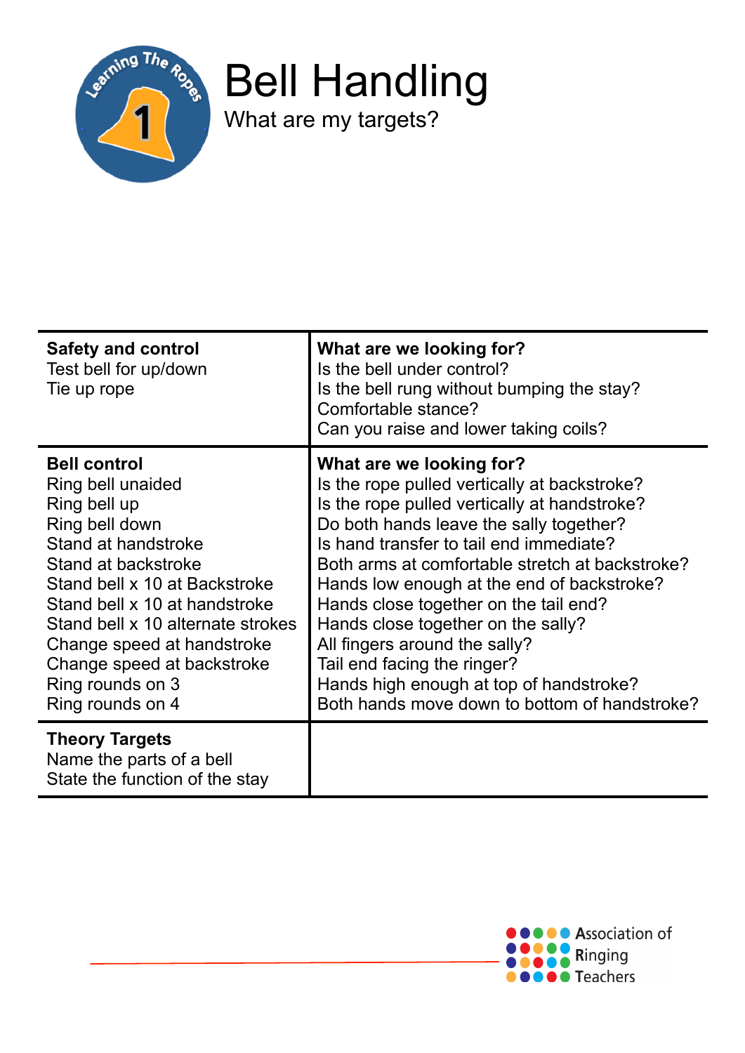# Bell Handling

What are my targets?

| **Safety and control**<br>Test bell for up/down<br>Tie up rope | **What are we looking for?**<br>Is the bell under control?<br>Is the bell rung without bumping the stay?<br>Comfortable stance?<br>Can you raise and lower taking coils? |
|---|---|
| **Bell control**<br>Ring bell unaided<br>Ring bell up<br>Ring bell down<br>Stand at handstroke<br>Stand at backstroke<br>Stand bell x 10 at Backstroke<br>Stand bell x 10 at handstroke<br>Stand bell x 10 alternate strokes<br>Change speed at handstroke<br>Change speed at backstroke<br>Ring rounds on 3<br>Ring rounds on 4 | **What are we looking for?**<br>Is the rope pulled vertically at backstroke?<br>Is the rope pulled vertically at handstroke?<br>Do both hands leave the sally together?<br>Is hand transfer to tail end immediate?<br>Both arms at comfortable stretch at backstroke?<br>Hands low enough at the end of backstroke?<br>Hands close together on the tail end?<br>Hands close together on the sally?<br>All fingers around the sally?<br>Tail end facing the ringer?<br>Hands high enough at top of handstroke?<br>Both hands move down to bottom of handstroke? |
| **Theory Targets**<br>Name the parts of a bell<br>State the function of the stay | |

Association of Ringing Teachers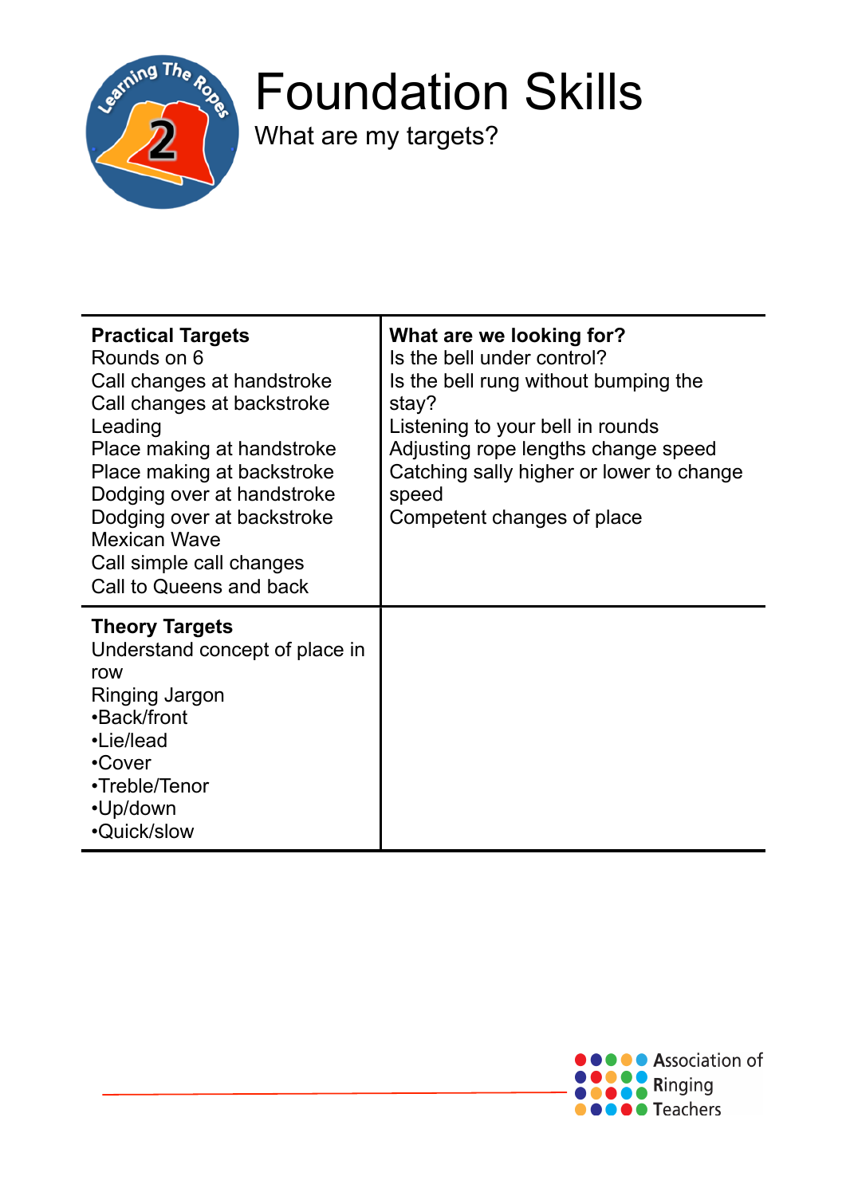# Foundation Skills

What are my targets?

| **Practical Targets**<br>Rounds on 6<br>Call changes at handstroke<br>Call changes at backstroke<br>Leading<br>Place making at handstroke<br>Place making at backstroke<br>Dodging over at handstroke<br>Dodging over at backstroke<br>Mexican Wave<br>Call simple call changes<br>Call to Queens and back | **What are we looking for?**<br>Is the bell under control?<br>Is the bell rung without bumping the stay?<br>Listening to your bell in rounds<br>Adjusting rope lengths change speed<br>Catching sally higher or lower to change speed<br>Competent changes of place |
|---|---|
| **Theory Targets**<br>Understand concept of place in row<br>Ringing Jargon<br>•Back/front<br>•Lie/lead<br>•Cover<br>•Treble/Tenor<br>•Up/down<br>•Quick/slow | |

Association of Ringing Teachers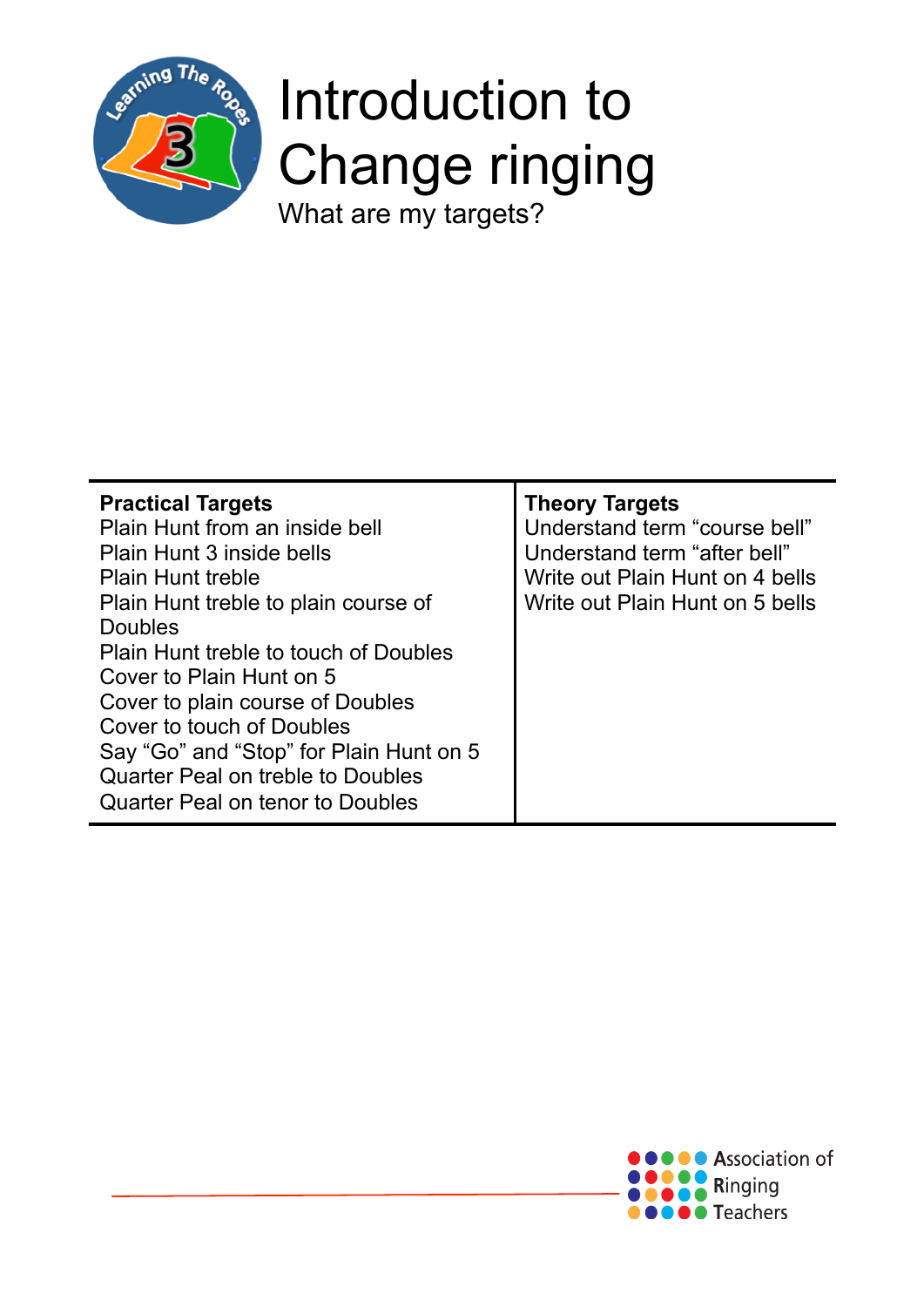# Introduction to Change ringing

What are my targets?

| Practical Targets | Theory Targets |
|---|---|
| Plain Hunt from an inside bell | Understand term "course bell" |
| Plain Hunt 3 inside bells | Understand term "after bell" |
| Plain Hunt treble | Write out Plain Hunt on 4 bells |
| Plain Hunt treble to plain course of Doubles | Write out Plain Hunt on 5 bells |
| Plain Hunt treble to touch of Doubles | |
| Cover to Plain Hunt on 5 | |
| Cover to plain course of Doubles | |
| Cover to touch of Doubles | |
| Say "Go" and "Stop" for Plain Hunt on 5 | |
| Quarter Peal on treble to Doubles | |
| Quarter Peal on tenor to Doubles | |

Association of Ringing Teachers